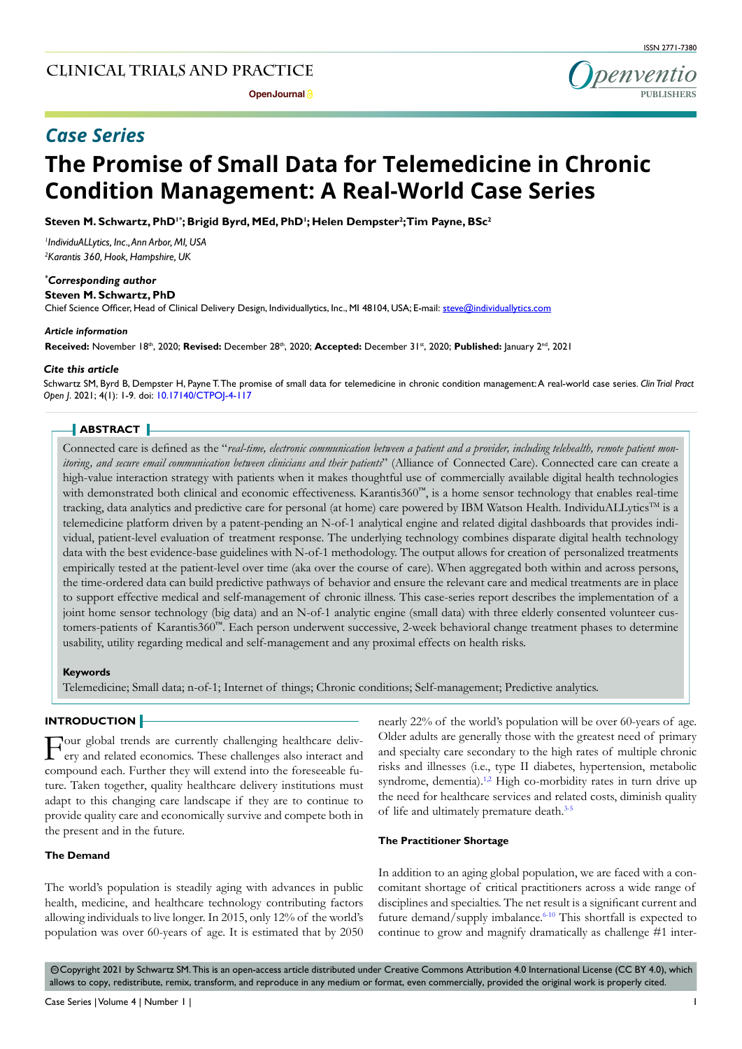CLINICAL TRIALS AND PRACTICE

OpenJournal

ISSN 2771-7380

*Case Series*

# The Promise of Small Data for Telemedicine in Chronic Condition Management: A Real-World Case Series

**Steven M. Schwartz, PhD[1*]; Brigid Byrd, MEd, PhD[1]; Helen Dempster[2]; Tim Payne, BSc[2]**

[1]*IndividuALLytics, Inc., Ann Arbor, MI, USA*
[2]*Karantis 360, Hook, Hampshire, UK*

***Corresponding author***
**Steven M. Schwartz, PhD**
Chief Science Officer, Head of Clinical Delivery Design, Individuallytics, Inc., MI 48104, USA; E-mail: steve@individuallytics.com

***Article information***
**Received:** November 18th, 2020; **Revised:** December 28th, 2020; **Accepted:** December 31st, 2020; **Published:** January 2nd, 2021

***Cite this article***
Schwartz SM, Byrd B, Dempster H, Payne T. The promise of small data for telemedicine in chronic condition management: A real-world case series. *Clin Trial Pract Open J*. 2021; 4(1): 1-9. doi: 10.17140/CTPOJ-4-117

## ABSTRACT

Connected care is defined as the "*real-time, electronic communication between a patient and a provider, including telehealth, remote patient monitoring, and secure email communication between clinicians and their patients*" (Alliance of Connected Care). Connected care can create a high-value interaction strategy with patients when it makes thoughtful use of commercially available digital health technologies with demonstrated both clinical and economic effectiveness. Karantis360™, is a home sensor technology that enables real-time tracking, data analytics and predictive care for personal (at home) care powered by IBM Watson Health. IndividuALLytics™ is a telemedicine platform driven by a patent-pending an N-of-1 analytical engine and related digital dashboards that provides individual, patient-level evaluation of treatment response. The underlying technology combines disparate digital health technology data with the best evidence-base guidelines with N-of-1 methodology. The output allows for creation of personalized treatments empirically tested at the patient-level over time (aka over the course of care). When aggregated both within and across persons, the time-ordered data can build predictive pathways of behavior and ensure the relevant care and medical treatments are in place to support effective medical and self-management of chronic illness. This case-series report describes the implementation of a joint home sensor technology (big data) and an N-of-1 analytic engine (small data) with three elderly consented volunteer customers-patients of Karantis360™. Each person underwent successive, 2-week behavioral change treatment phases to determine usability, utility regarding medical and self-management and any proximal effects on health risks.

**Keywords**

Telemedicine; Small data; n-of-1; Internet of things; Chronic conditions; Self-management; Predictive analytics.

## INTRODUCTION

Four global trends are currently challenging healthcare delivery and related economics. These challenges also interact and compound each. Further they will extend into the foreseeable future. Taken together, quality healthcare delivery institutions must adapt to this changing care landscape if they are to continue to provide quality care and economically survive and compete both in the present and in the future.

### The Demand

The world's population is steadily aging with advances in public health, medicine, and healthcare technology contributing factors allowing individuals to live longer. In 2015, only 12% of the world's population was over 60-years of age. It is estimated that by 2050 nearly 22% of the world's population will be over 60-years of age. Older adults are generally those with the greatest need of primary and specialty care secondary to the high rates of multiple chronic risks and illnesses (i.e., type II diabetes, hypertension, metabolic syndrome, dementia).[1,2] High co-morbidity rates in turn drive up the need for healthcare services and related costs, diminish quality of life and ultimately premature death.[3-5]

### The Practitioner Shortage

In addition to an aging global population, we are faced with a concomitant shortage of critical practitioners across a wide range of disciplines and specialties. The net result is a significant current and future demand/supply imbalance.[6-10] This shortfall is expected to continue to grow and magnify dramatically as challenge #1 inter-

©Copyright 2021 by Schwartz SM. This is an open-access article distributed under Creative Commons Attribution 4.0 International License (CC BY 4.0), which allows to copy, redistribute, remix, transform, and reproduce in any medium or format, even commercially, provided the original work is properly cited.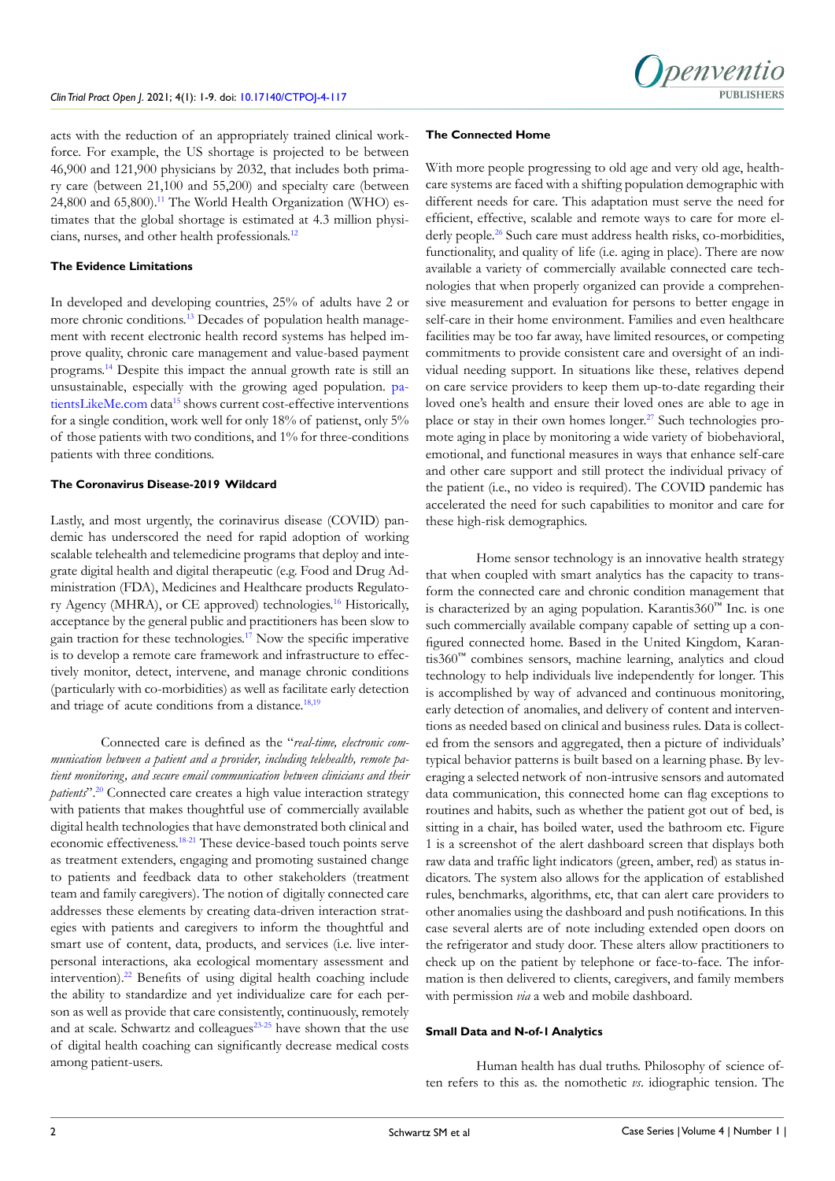acts with the reduction of an appropriately trained clinical workforce. For example, the US shortage is projected to be between 46,900 and 121,900 physicians by 2032, that includes both primary care (between 21,100 and 55,200) and specialty care (between 24,800 and 65,800).[11] The World Health Organization (WHO) estimates that the global shortage is estimated at 4.3 million physicians, nurses, and other health professionals.[12]

**The Evidence Limitations**

In developed and developing countries, 25% of adults have 2 or more chronic conditions.[13] Decades of population health management with recent electronic health record systems has helped improve quality, chronic care management and value-based payment programs.[14] Despite this impact the annual growth rate is still an unsustainable, especially with the growing aged population. patientsLikeMe.com data[15] shows current cost-effective interventions for a single condition, work well for only 18% of patienst, only 5% of those patients with two conditions, and 1% for three-conditions patients with three conditions.

**The Coronavirus Disease-2019 Wildcard**

Lastly, and most urgently, the corinavirus disease (COVID) pandemic has underscored the need for rapid adoption of working scalable telehealth and telemedicine programs that deploy and integrate digital health and digital therapeutic (e.g. Food and Drug Administration (FDA), Medicines and Healthcare products Regulatory Agency (MHRA), or CE approved) technologies.[16] Historically, acceptance by the general public and practitioners has been slow to gain traction for these technologies.[17] Now the specific imperative is to develop a remote care framework and infrastructure to effectively monitor, detect, intervene, and manage chronic conditions (particularly with co-morbidities) as well as facilitate early detection and triage of acute conditions from a distance.[18,19]

Connected care is defined as the "*real-time, electronic communication between a patient and a provider, including telehealth, remote patient monitoring, and secure email communication between clinicians and their patients*".[20] Connected care creates a high value interaction strategy with patients that makes thoughtful use of commercially available digital health technologies that have demonstrated both clinical and economic effectiveness.[18-21] These device-based touch points serve as treatment extenders, engaging and promoting sustained change to patients and feedback data to other stakeholders (treatment team and family caregivers). The notion of digitally connected care addresses these elements by creating data-driven interaction strategies with patients and caregivers to inform the thoughtful and smart use of content, data, products, and services (i.e. live interpersonal interactions, aka ecological momentary assessment and intervention).[22] Benefits of using digital health coaching include the ability to standardize and yet individualize care for each person as well as provide that care consistently, continuously, remotely and at scale. Schwartz and colleagues[23-25] have shown that the use of digital health coaching can significantly decrease medical costs among patient-users.

**The Connected Home**

With more people progressing to old age and very old age, healthcare systems are faced with a shifting population demographic with different needs for care. This adaptation must serve the need for efficient, effective, scalable and remote ways to care for more elderly people.[26] Such care must address health risks, co-morbidities, functionality, and quality of life (i.e. aging in place). There are now available a variety of commercially available connected care technologies that when properly organized can provide a comprehensive measurement and evaluation for persons to better engage in self-care in their home environment. Families and even healthcare facilities may be too far away, have limited resources, or competing commitments to provide consistent care and oversight of an individual needing support. In situations like these, relatives depend on care service providers to keep them up-to-date regarding their loved one's health and ensure their loved ones are able to age in place or stay in their own homes longer.[27] Such technologies promote aging in place by monitoring a wide variety of biobehavioral, emotional, and functional measures in ways that enhance self-care and other care support and still protect the individual privacy of the patient (i.e., no video is required). The COVID pandemic has accelerated the need for such capabilities to monitor and care for these high-risk demographics.

Home sensor technology is an innovative health strategy that when coupled with smart analytics has the capacity to transform the connected care and chronic condition management that is characterized by an aging population. Karantis360™ Inc. is one such commercially available company capable of setting up a configured connected home. Based in the United Kingdom, Karantis360™ combines sensors, machine learning, analytics and cloud technology to help individuals live independently for longer. This is accomplished by way of advanced and continuous monitoring, early detection of anomalies, and delivery of content and interventions as needed based on clinical and business rules. Data is collected from the sensors and aggregated, then a picture of individuals' typical behavior patterns is built based on a learning phase. By leveraging a selected network of non-intrusive sensors and automated data communication, this connected home can flag exceptions to routines and habits, such as whether the patient got out of bed, is sitting in a chair, has boiled water, used the bathroom etc. Figure 1 is a screenshot of the alert dashboard screen that displays both raw data and traffic light indicators (green, amber, red) as status indicators. The system also allows for the application of established rules, benchmarks, algorithms, etc, that can alert care providers to other anomalies using the dashboard and push notifications. In this case several alerts are of note including extended open doors on the refrigerator and study door. These alters allow practitioners to check up on the patient by telephone or face-to-face. The information is then delivered to clients, caregivers, and family members with permission *via* a web and mobile dashboard.

**Small Data and N-of-1 Analytics**

Human health has dual truths. Philosophy of science often refers to this as. the nomothetic *vs.* idiographic tension. The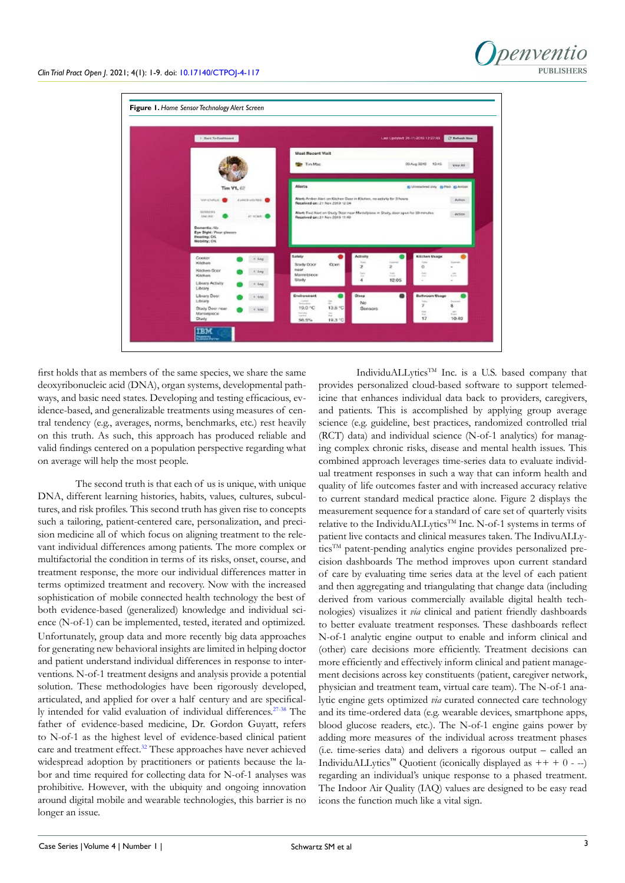**Figure 1.** *Home Sensor Technology Alert Screen*

first holds that as members of the same species, we share the same deoxyribonucleic acid (DNA), organ systems, developmental pathways, and basic need states. Developing and testing efficacious, evidence-based, and generalizable treatments using measures of central tendency (e.g., averages, norms, benchmarks, etc.) rest heavily on this truth. As such, this approach has produced reliable and valid findings centered on a population perspective regarding what on average will help the most people.

The second truth is that each of us is unique, with unique DNA, different learning histories, habits, values, cultures, subcultures, and risk profiles. This second truth has given rise to concepts such a tailoring, patient-centered care, personalization, and precision medicine all of which focus on aligning treatment to the relevant individual differences among patients. The more complex or multifactorial the condition in terms of its risks, onset, course, and treatment response, the more our individual differences matter in terms optimized treatment and recovery. Now with the increased sophistication of mobile connected health technology the best of both evidence-based (generalized) knowledge and individual science (N-of-1) can be implemented, tested, iterated and optimized. Unfortunately, group data and more recently big data approaches for generating new behavioral insights are limited in helping doctor and patient understand individual differences in response to interventions. N-of-1 treatment designs and analysis provide a potential solution. These methodologies have been rigorously developed, articulated, and applied for over a half century and are specifically intended for valid evaluation of individual differences.[27-38] The father of evidence-based medicine, Dr. Gordon Guyatt, refers to N-of-1 as the highest level of evidence-based clinical patient care and treatment effect.[32] These approaches have never achieved widespread adoption by practitioners or patients because the labor and time required for collecting data for N-of-1 analyses was prohibitive. However, with the ubiquity and ongoing innovation around digital mobile and wearable technologies, this barrier is no longer an issue.

IndividuALLytics™ Inc. is a U.S. based company that provides personalized cloud-based software to support telemedicine that enhances individual data back to providers, caregivers, and patients. This is accomplished by applying group average science (e.g. guideline, best practices, randomized controlled trial (RCT) data) and individual science (N-of-1 analytics) for managing complex chronic risks, disease and mental health issues. This combined approach leverages time-series data to evaluate individual treatment responses in such a way that can inform health and quality of life outcomes faster and with increased accuracy relative to current standard medical practice alone. Figure 2 displays the measurement sequence for a standard of care set of quarterly visits relative to the IndividuALLytics™ Inc. N-of-1 systems in terms of patient live contacts and clinical measures taken. The IndivuALLytics™ patent-pending analytics engine provides personalized precision dashboards The method improves upon current standard of care by evaluating time series data at the level of each patient and then aggregating and triangulating that change data (including derived from various commercially available digital health technologies) visualizes it *via* clinical and patient friendly dashboards to better evaluate treatment responses. These dashboards reflect N-of-1 analytic engine output to enable and inform clinical and (other) care decisions more efficiently. Treatment decisions can more efficiently and effectively inform clinical and patient management decisions across key constituents (patient, caregiver network, physician and treatment team, virtual care team). The N-of-1 analytic engine gets optimized *via* curated connected care technology and its time-ordered data (e.g. wearable devices, smartphone apps, blood glucose readers, etc.). The N-of-1 engine gains power by adding more measures of the individual across treatment phases (i.e. time-series data) and delivers a rigorous output – called an IndividuALLytics™ Quotient (iconically displayed as ++ + 0 - --) regarding an individual's unique response to a phased treatment. The Indoor Air Quality (IAQ) values are designed to be easy read icons the function much like a vital sign.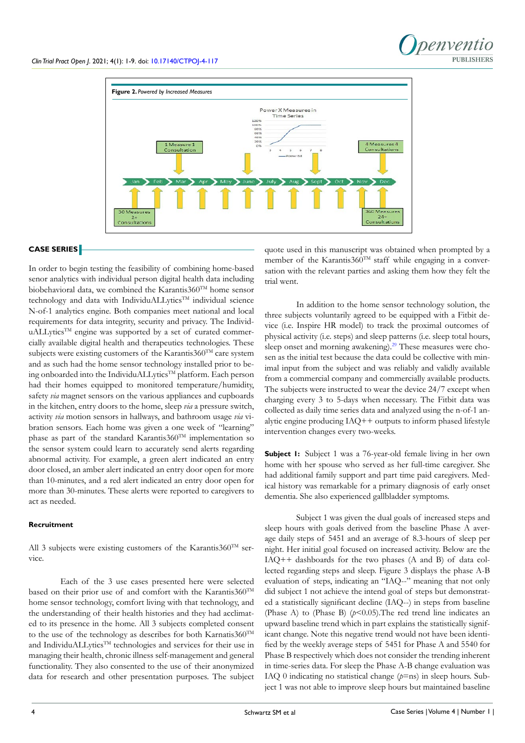**Figure 2.** *Powered by Increased Measures*

## CASE SERIES

In order to begin testing the feasibility of combining home-based senor analytics with individual person digital health data including biobehavioral data, we combined the Karantis360™ home sensor technology and data with IndividuALLytics™ individual science N-of-1 analytics engine. Both companies meet national and local requirements for data integrity, security and privacy. The IndividuALLytics™ engine was supported by a set of curated commercially available digital health and therapeutics technologies. These subjects were existing customers of the Karantis360™ care system and as such had the home sensor technology installed prior to being onboarded into the IndividuALLytics™ platform. Each person had their homes equipped to monitored temperature/humidity, safety *via* magnet sensors on the various appliances and cupboards in the kitchen, entry doors to the home, sleep *via* a pressure switch, activity *via* motion sensors in hallways, and bathroom usage *via* vibration sensors. Each home was given a one week of "learning" phase as part of the standard Karantis360™ implementation so the sensor system could learn to accurately send alerts regarding abnormal activity. For example, a green alert indicated an entry door closed, an amber alert indicated an entry door open for more than 10-minutes, and a red alert indicated an entry door open for more than 30-minutes. These alerts were reported to caregivers to act as needed.

### Recruitment

All 3 subjects were existing customers of the Karantis360™ service.

Each of the 3 use cases presented here were selected based on their prior use of and comfort with the Karantis360™ home sensor technology, comfort living with that technology, and the understanding of their health histories and they had acclimated to its presence in the home. All 3 subjects completed consent to the use of the technology as describes for both Karnatis360™ and IndividuALLytics™ technologies and services for their use in managing their health, chronic illness self-management and general functionality. They also consented to the use of their anonymized data for research and other presentation purposes. The subject quote used in this manuscript was obtained when prompted by a member of the Karantis360™ staff while engaging in a conversation with the relevant parties and asking them how they felt the trial went.

In addition to the home sensor technology solution, the three subjects voluntarily agreed to be equipped with a Fitbit device (i.e. Inspire HR model) to track the proximal outcomes of physical activity (i.e. steps) and sleep patterns (i.e. sleep total hours, sleep onset and morning awakening).[29] These measures were chosen as the initial test because the data could be collective with minimal input from the subject and was reliably and validly available from a commercial company and commercially available products. The subjects were instructed to wear the device 24/7 except when charging every 3 to 5-days when necessary. The Fitbit data was collected as daily time series data and analyzed using the n-of-1 analytic engine producing IAQ++ outputs to inform phased lifestyle intervention changes every two-weeks.

**Subject 1:** Subject 1 was a 76-year-old female living in her own home with her spouse who served as her full-time caregiver. She had additional family support and part time paid caregivers. Medical history was remarkable for a primary diagnosis of early onset dementia. She also experienced gallbladder symptoms.

Subject 1 was given the dual goals of increased steps and sleep hours with goals derived from the baseline Phase A average daily steps of 5451 and an average of 8.3-hours of sleep per night. Her initial goal focused on increased activity. Below are the IAQ++ dashboards for the two phases (A and B) of data collected regarding steps and sleep. Figure 3 displays the phase A-B evaluation of steps, indicating an "IAQ--" meaning that not only did subject 1 not achieve the intend goal of steps but demonstrated a statistically significant decline (IAQ--) in steps from baseline (Phase A) to (Phase B) ($p<0.05$).The red trend line indicates an upward baseline trend which in part explains the statistically significant change. Note this negative trend would not have been identified by the weekly average steps of 5451 for Phase A and 5540 for Phase B respectively which does not consider the trending inherent in time-series data. For sleep the Phase A-B change evaluation was IAQ 0 indicating no statistical change ($p$=ns) in sleep hours. Subject 1 was not able to improve sleep hours but maintained baseline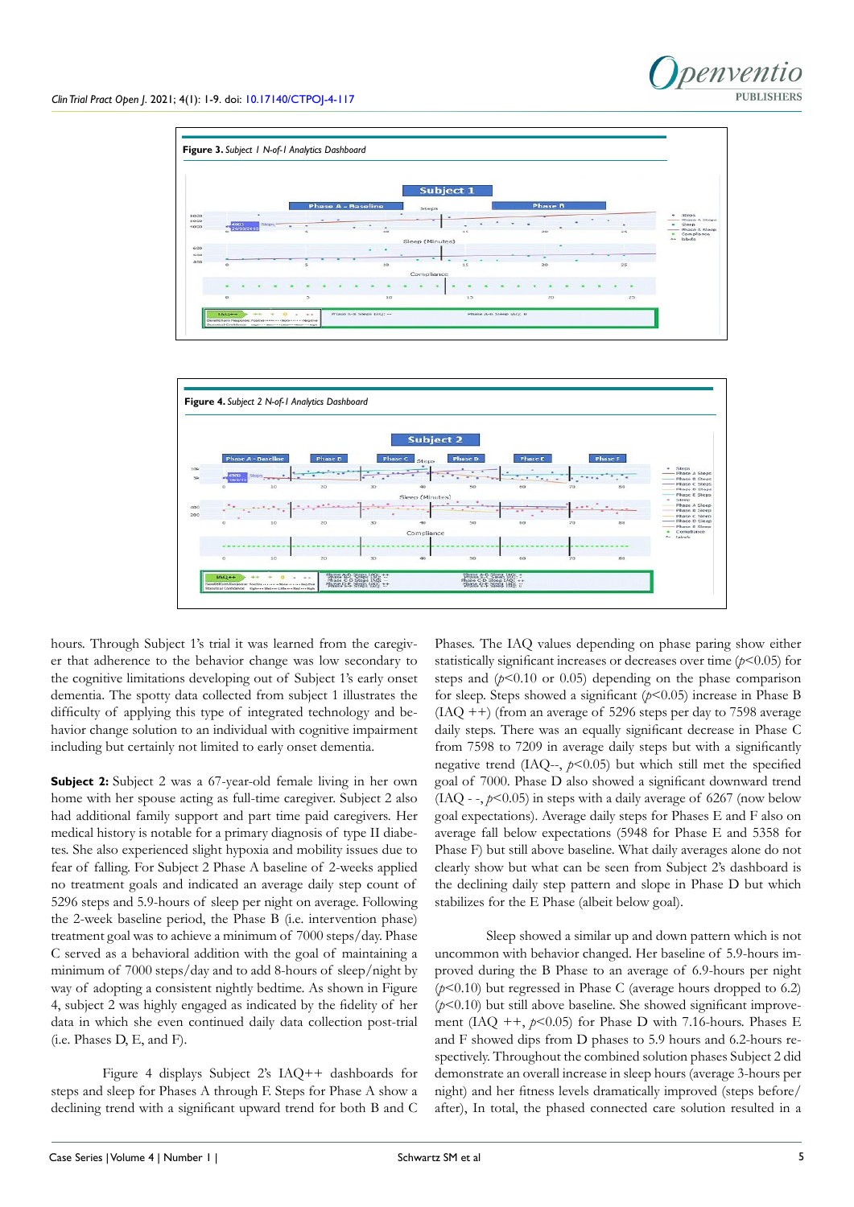**Figure 3.** *Subject 1 N-of-1 Analytics Dashboard*

**Figure 4.** *Subject 2 N-of-1 Analytics Dashboard*

hours. Through Subject 1's trial it was learned from the caregiver that adherence to the behavior change was low secondary to the cognitive limitations developing out of Subject 1's early onset dementia. The spotty data collected from subject 1 illustrates the difficulty of applying this type of integrated technology and behavior change solution to an individual with cognitive impairment including but certainly not limited to early onset dementia.

**Subject 2:** Subject 2 was a 67-year-old female living in her own home with her spouse acting as full-time caregiver. Subject 2 also had additional family support and part time paid caregivers. Her medical history is notable for a primary diagnosis of type II diabetes. She also experienced slight hypoxia and mobility issues due to fear of falling. For Subject 2 Phase A baseline of 2-weeks applied no treatment goals and indicated an average daily step count of 5296 steps and 5.9-hours of sleep per night on average. Following the 2-week baseline period, the Phase B (i.e. intervention phase) treatment goal was to achieve a minimum of 7000 steps/day. Phase C served as a behavioral addition with the goal of maintaining a minimum of 7000 steps/day and to add 8-hours of sleep/night by way of adopting a consistent nightly bedtime. As shown in Figure 4, subject 2 was highly engaged as indicated by the fidelity of her data in which she even continued daily data collection post-trial (i.e. Phases D, E, and F).

Figure 4 displays Subject 2's IAQ++ dashboards for steps and sleep for Phases A through F. Steps for Phase A show a declining trend with a significant upward trend for both B and C Phases. The IAQ values depending on phase paring show either statistically significant increases or decreases over time ($p<0.05$) for steps and ($p<0.10$ or 0.05) depending on the phase comparison for sleep. Steps showed a significant ($p<0.05$) increase in Phase B (IAQ ++) (from an average of 5296 steps per day to 7598 average daily steps. There was an equally significant decrease in Phase C from 7598 to 7209 in average daily steps but with a significantly negative trend (IAQ--, $p<0.05$) but which still met the specified goal of 7000. Phase D also showed a significant downward trend (IAQ - -, $p<0.05$) in steps with a daily average of 6267 (now below goal expectations). Average daily steps for Phases E and F also on average fall below expectations (5948 for Phase E and 5358 for Phase F) but still above baseline. What daily averages alone do not clearly show but what can be seen from Subject 2's dashboard is the declining daily step pattern and slope in Phase D but which stabilizes for the E Phase (albeit below goal).

Sleep showed a similar up and down pattern which is not uncommon with behavior changed. Her baseline of 5.9-hours improved during the B Phase to an average of 6.9-hours per night ($p<0.10$) but regressed in Phase C (average hours dropped to 6.2) ($p<0.10$) but still above baseline. She showed significant improvement (IAQ ++, $p<0.05$) for Phase D with 7.16-hours. Phases E and F showed dips from D phases to 5.9 hours and 6.2-hours respectively. Throughout the combined solution phases Subject 2 did demonstrate an overall increase in sleep hours (average 3-hours per night) and her fitness levels dramatically improved (steps before/after), In total, the phased connected care solution resulted in a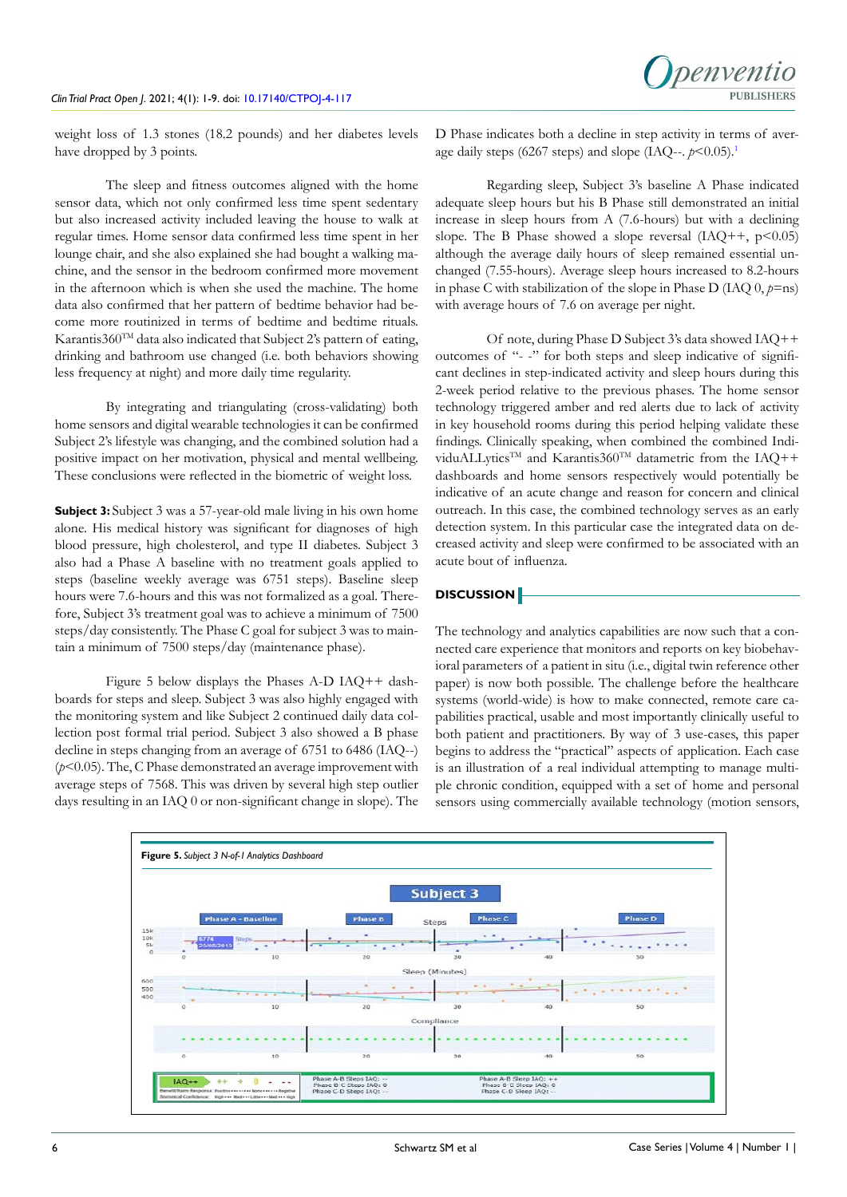weight loss of 1.3 stones (18.2 pounds) and her diabetes levels have dropped by 3 points.

The sleep and fitness outcomes aligned with the home sensor data, which not only confirmed less time spent sedentary but also increased activity included leaving the house to walk at regular times. Home sensor data confirmed less time spent in her lounge chair, and she also explained she had bought a walking machine, and the sensor in the bedroom confirmed more movement in the afternoon which is when she used the machine. The home data also confirmed that her pattern of bedtime behavior had become more routinized in terms of bedtime and bedtime rituals. Karantis360™ data also indicated that Subject 2's pattern of eating, drinking and bathroom use changed (i.e. both behaviors showing less frequency at night) and more daily time regularity.

By integrating and triangulating (cross-validating) both home sensors and digital wearable technologies it can be confirmed Subject 2's lifestyle was changing, and the combined solution had a positive impact on her motivation, physical and mental wellbeing. These conclusions were reflected in the biometric of weight loss.

**Subject 3:** Subject 3 was a 57-year-old male living in his own home alone. His medical history was significant for diagnoses of high blood pressure, high cholesterol, and type II diabetes. Subject 3 also had a Phase A baseline with no treatment goals applied to steps (baseline weekly average was 6751 steps). Baseline sleep hours were 7.6-hours and this was not formalized as a goal. Therefore, Subject 3's treatment goal was to achieve a minimum of 7500 steps/day consistently. The Phase C goal for subject 3 was to maintain a minimum of 7500 steps/day (maintenance phase).

Figure 5 below displays the Phases A-D IAQ++ dashboards for steps and sleep. Subject 3 was also highly engaged with the monitoring system and like Subject 2 continued daily data collection post formal trial period. Subject 3 also showed a B phase decline in steps changing from an average of 6751 to 6486 (IAQ--) ($p<0.05$). The, C Phase demonstrated an average improvement with average steps of 7568. This was driven by several high step outlier days resulting in an IAQ 0 or non-significant change in slope). The D Phase indicates both a decline in step activity in terms of average daily steps (6267 steps) and slope (IAQ--. $p<0.05$).[1]

Regarding sleep, Subject 3's baseline A Phase indicated adequate sleep hours but his B Phase still demonstrated an initial increase in sleep hours from A (7.6-hours) but with a declining slope. The B Phase showed a slope reversal (IAQ++, $p<0.05$) although the average daily hours of sleep remained essential unchanged (7.55-hours). Average sleep hours increased to 8.2-hours in phase C with stabilization of the slope in Phase D (IAQ 0, $p$=ns) with average hours of 7.6 on average per night.

Of note, during Phase D Subject 3's data showed IAQ++ outcomes of "- -" for both steps and sleep indicative of significant declines in step-indicated activity and sleep hours during this 2-week period relative to the previous phases. The home sensor technology triggered amber and red alerts due to lack of activity in key household rooms during this period helping validate these findings. Clinically speaking, when combined the combined IndividuALLytics™ and Karantis360™ datametric from the IAQ++ dashboards and home sensors respectively would potentially be indicative of an acute change and reason for concern and clinical outreach. In this case, the combined technology serves as an early detection system. In this particular case the integrated data on decreased activity and sleep were confirmed to be associated with an acute bout of influenza.

## DISCUSSION

The technology and analytics capabilities are now such that a connected care experience that monitors and reports on key biobehavioral parameters of a patient in situ (i.e., digital twin reference other paper) is now both possible. The challenge before the healthcare systems (world-wide) is how to make connected, remote care capabilities practical, usable and most importantly clinically useful to both patient and practitioners. By way of 3 use-cases, this paper begins to address the "practical" aspects of application. Each case is an illustration of a real individual attempting to manage multiple chronic condition, equipped with a set of home and personal sensors using commercially available technology (motion sensors,

**Figure 5.** *Subject 3 N-of-1 Analytics Dashboard*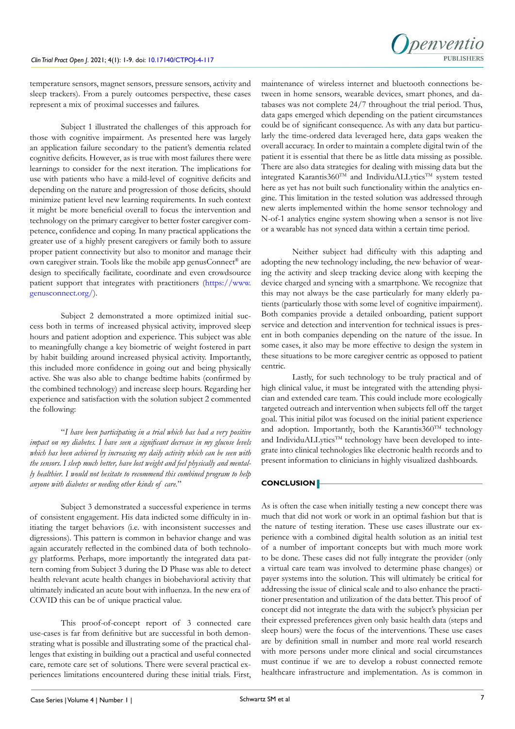temperature sensors, magnet sensors, pressure sensors, activity and sleep trackers). From a purely outcomes perspective, these cases represent a mix of proximal successes and failures.

Subject 1 illustrated the challenges of this approach for those with cognitive impairment. As presented here was largely an application failure secondary to the patient's dementia related cognitive deficits. However, as is true with most failures there were learnings to consider for the next iteration. The implications for use with patients who have a mild-level of cognitive deficits and depending on the nature and progression of those deficits, should minimize patient level new learning requirements. In such context it might be more beneficial overall to focus the intervention and technology on the primary caregiver to better foster caregiver competence, confidence and coping. In many practical applications the greater use of a highly present caregivers or family both to assure proper patient connectivity but also to monitor and manage their own caregiver strain. Tools like the mobile app genusConnect® are design to specifically facilitate, coordinate and even crowdsource patient support that integrates with practitioners (https://www.genusconnect.org/).

Subject 2 demonstrated a more optimized initial success both in terms of increased physical activity, improved sleep hours and patient adoption and experience. This subject was able to meaningfully change a key biometric of weight fostered in part by habit building around increased physical activity. Importantly, this included more confidence in going out and being physically active. She was also able to change bedtime habits (confirmed by the combined technology) and increase sleep hours. Regarding her experience and satisfaction with the solution subject 2 commented the following:

"*I have been participating in a trial which has had a very positive impact on my diabetes. I have seen a significant decrease in my glucose levels which has been achieved by increasing my daily activity which can be seen with the sensors. I sleep much better, have lost weight and feel physically and mentally healthier. I would not hesitate to recommend this combined program to help anyone with diabetes or needing other kinds of care.*"

Subject 3 demonstrated a successful experience in terms of consistent engagement. His data indicted some difficulty in initiating the target behaviors (i.e. with inconsistent successes and digressions). This pattern is common in behavior change and was again accurately reflected in the combined data of both technology platforms. Perhaps, more importantly the integrated data pattern coming from Subject 3 during the D Phase was able to detect health relevant acute health changes in biobehavioral activity that ultimately indicated an acute bout with influenza. In the new era of COVID this can be of unique practical value.

This proof-of-concept report of 3 connected care use-cases is far from definitive but are successful in both demonstrating what is possible and illustrating some of the practical challenges that existing in building out a practical and useful connected care, remote care set of solutions. There were several practical experiences limitations encountered during these initial trials. First, maintenance of wireless internet and bluetooth connections between in home sensors, wearable devices, smart phones, and databases was not complete 24/7 throughout the trial period. Thus, data gaps emerged which depending on the patient circumstances could be of significant consequence. As with any data but particularly the time-ordered data leveraged here, data gaps weaken the overall accuracy. In order to maintain a complete digital twin of the patient it is essential that there be as little data missing as possible. There are also data strategies for dealing with missing data but the integrated Karantis360™ and IndividuALLytics™ system tested here as yet has not built such functionality within the analytics engine. This limitation in the tested solution was addressed through new alerts implemented within the home sensor technology and N-of-1 analytics engine system showing when a sensor is not live or a wearable has not synced data within a certain time period.

Neither subject had difficulty with this adapting and adopting the new technology including, the new behavior of wearing the activity and sleep tracking device along with keeping the device charged and syncing with a smartphone. We recognize that this may not always be the case particularly for many elderly patients (particularly those with some level of cognitive impairment). Both companies provide a detailed onboarding, patient support service and detection and intervention for technical issues is present in both companies depending on the nature of the issue. In some cases, it also may be more effective to design the system in these situations to be more caregiver centric as opposed to patient centric.

Lastly, for such technology to be truly practical and of high clinical value, it must be integrated with the attending physician and extended care team. This could include more ecologically targeted outreach and intervention when subjects fell off the target goal. This initial pilot was focused on the initial patient experience and adoption. Importantly, both the Karantis360™ technology and IndividuALLytics™ technology have been developed to integrate into clinical technologies like electronic health records and to present information to clinicians in highly visualized dashboards.

## CONCLUSION

As is often the case when initially testing a new concept there was much that did not work or work in an optimal fashion but that is the nature of testing iteration. These use cases illustrate our experience with a combined digital health solution as an initial test of a number of important concepts but with much more work to be done. These cases did not fully integrate the provider (only a virtual care team was involved to determine phase changes) or payer systems into the solution. This will ultimately be critical for addressing the issue of clinical scale and to also enhance the practitioner presentation and utilization of the data better. This proof of concept did not integrate the data with the subject's physician per their expressed preferences given only basic health data (steps and sleep hours) were the focus of the interventions. These use cases are by definition small in number and more real world research with more persons under more clinical and social circumstances must continue if we are to develop a robust connected remote healthcare infrastructure and implementation. As is common in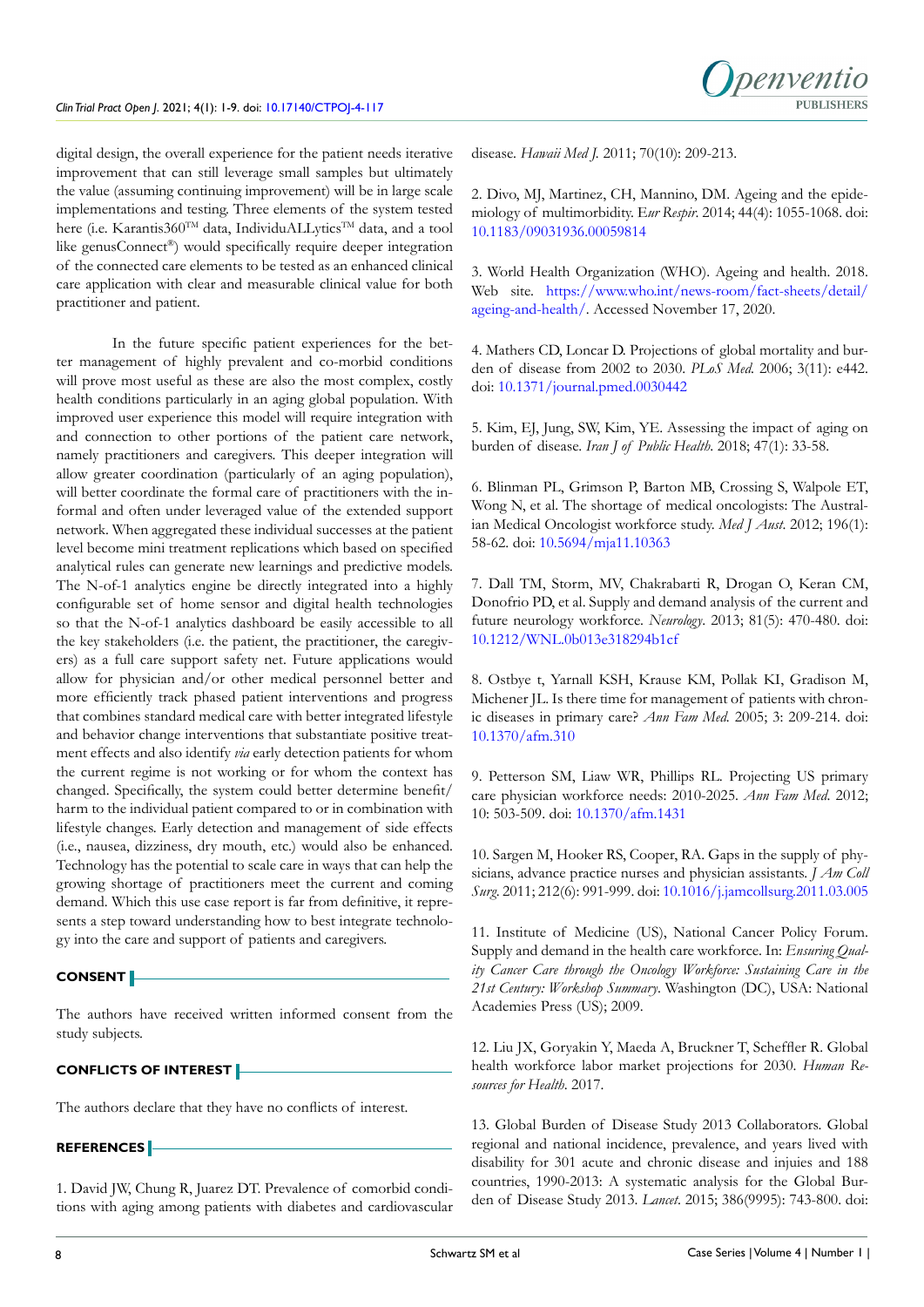digital design, the overall experience for the patient needs iterative improvement that can still leverage small samples but ultimately the value (assuming continuing improvement) will be in large scale implementations and testing. Three elements of the system tested here (i.e. Karantis360™ data, IndividuALLytics™ data, and a tool like genusConnect®) would specifically require deeper integration of the connected care elements to be tested as an enhanced clinical care application with clear and measurable clinical value for both practitioner and patient.

In the future specific patient experiences for the better management of highly prevalent and co-morbid conditions will prove most useful as these are also the most complex, costly health conditions particularly in an aging global population. With improved user experience this model will require integration with and connection to other portions of the patient care network, namely practitioners and caregivers. This deeper integration will allow greater coordination (particularly of an aging population), will better coordinate the formal care of practitioners with the informal and often under leveraged value of the extended support network. When aggregated these individual successes at the patient level become mini treatment replications which based on specified analytical rules can generate new learnings and predictive models. The N-of-1 analytics engine be directly integrated into a highly configurable set of home sensor and digital health technologies so that the N-of-1 analytics dashboard be easily accessible to all the key stakeholders (i.e. the patient, the practitioner, the caregivers) as a full care support safety net. Future applications would allow for physician and/or other medical personnel better and more efficiently track phased patient interventions and progress that combines standard medical care with better integrated lifestyle and behavior change interventions that substantiate positive treatment effects and also identify *via* early detection patients for whom the current regime is not working or for whom the context has changed. Specifically, the system could better determine benefit/harm to the individual patient compared to or in combination with lifestyle changes. Early detection and management of side effects (i.e., nausea, dizziness, dry mouth, etc.) would also be enhanced. Technology has the potential to scale care in ways that can help the growing shortage of practitioners meet the current and coming demand. Which this use case report is far from definitive, it represents a step toward understanding how to best integrate technology into the care and support of patients and caregivers.

## CONSENT

The authors have received written informed consent from the study subjects.

## CONFLICTS OF INTEREST

The authors declare that they have no conflicts of interest.

## REFERENCES

1. David JW, Chung R, Juarez DT. Prevalence of comorbid conditions with aging among patients with diabetes and cardiovascular disease. *Hawaii Med J.* 2011; 70(10): 209-213.

2. Divo, MJ, Martinez, CH, Mannino, DM. Ageing and the epidemiology of multimorbidity. *Eur Respir.* 2014; 44(4): 1055-1068. doi: 10.1183/09031936.00059814

3. World Health Organization (WHO). Ageing and health. 2018. Web site. https://www.who.int/news-room/fact-sheets/detail/ageing-and-health/. Accessed November 17, 2020.

4. Mathers CD, Loncar D. Projections of global mortality and burden of disease from 2002 to 2030. *PLoS Med.* 2006; 3(11): e442. doi: 10.1371/journal.pmed.0030442

5. Kim, EJ, Jung, SW, Kim, YE. Assessing the impact of aging on burden of disease. *Iran J of Public Health.* 2018; 47(1): 33-58.

6. Blinman PL, Grimson P, Barton MB, Crossing S, Walpole ET, Wong N, et al. The shortage of medical oncologists: The Australian Medical Oncologist workforce study. *Med J Aust.* 2012; 196(1): 58-62. doi: 10.5694/mja11.10363

7. Dall TM, Storm, MV, Chakrabarti R, Drogan O, Keran CM, Donofrio PD, et al. Supply and demand analysis of the current and future neurology workforce. *Neurology.* 2013; 81(5): 470-480. doi: 10.1212/WNL.0b013e318294b1cf

8. Ostbye t, Yarnall KSH, Krause KM, Pollak KI, Gradison M, Michener JL. Is there time for management of patients with chronic diseases in primary care? *Ann Fam Med.* 2005; 3: 209-214. doi: 10.1370/afm.310

9. Petterson SM, Liaw WR, Phillips RL. Projecting US primary care physician workforce needs: 2010-2025. *Ann Fam Med.* 2012; 10: 503-509. doi: 10.1370/afm.1431

10. Sargen M, Hooker RS, Cooper, RA. Gaps in the supply of physicians, advance practice nurses and physician assistants. *J Am Coll Surg.* 2011; 212(6): 991-999. doi: 10.1016/j.jamcollsurg.2011.03.005

11. Institute of Medicine (US), National Cancer Policy Forum. Supply and demand in the health care workforce. In: *Ensuring Quality Cancer Care through the Oncology Workforce: Sustaining Care in the 21st Century: Workshop Summary.* Washington (DC), USA: National Academies Press (US); 2009.

12. Liu JX, Goryakin Y, Maeda A, Bruckner T, Scheffler R. Global health workforce labor market projections for 2030. *Human Resources for Health.* 2017.

13. Global Burden of Disease Study 2013 Collaborators. Global regional and national incidence, prevalence, and years lived with disability for 301 acute and chronic disease and injuies and 188 countries, 1990-2013: A systematic analysis for the Global Burden of Disease Study 2013. *Lancet.* 2015; 386(9995): 743-800. doi: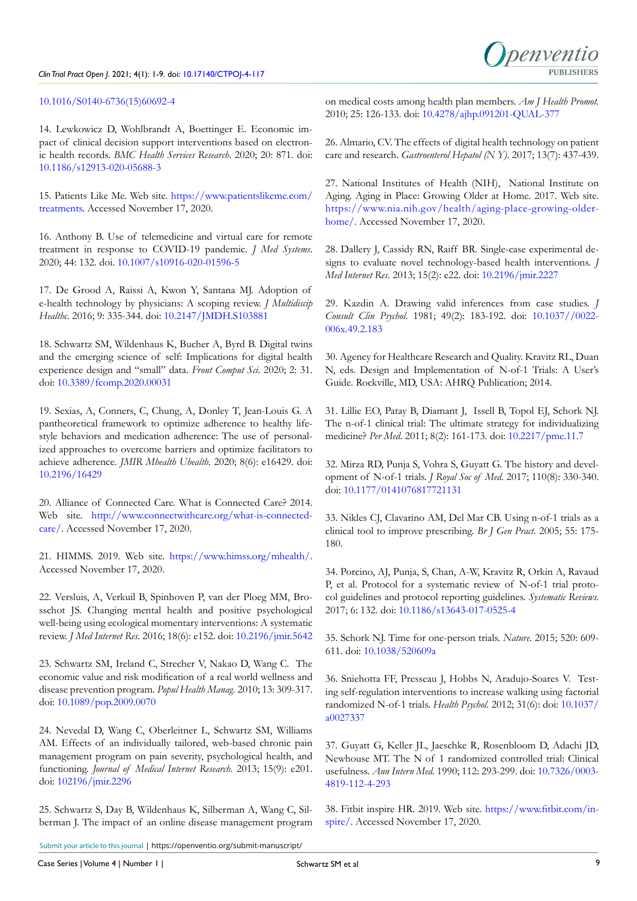10.1016/S0140-6736(15)60692-4

14. Lewkowicz D, Wohlbrandt A, Boettinger E. Economic impact of clinical decision support interventions based on electronic health records. *BMC Health Services Research*. 2020; 20: 871. doi: 10.1186/s12913-020-05688-3

15. Patients Like Me. Web site. https://www.patientslikeme.com/treatments. Accessed November 17, 2020.

16. Anthony B. Use of telemedicine and virtual care for remote treatment in response to COVID-19 pandemic. *J Med Systems*. 2020; 44: 132. doi. 10.1007/s10916-020-01596-5

17. De Grood A, Raissi A, Kwon Y, Santana MJ. Adoption of e-health technology by physicians: A scoping review. *J Multidiscip Healthc*. 2016; 9: 335-344. doi: 10.2147/JMDH.S103881

18. Schwartz SM, Wildenhaus K, Bucher A, Byrd B. Digital twins and the emerging science of self: Implications for digital health experience design and "small" data. *Front Comput Sci*. 2020; 2: 31. doi: 10.3389/fcomp.2020.00031

19. Sexias, A, Conners, C, Chung, A, Donley T, Jean-Louis G. A pantheoretical framework to optimize adherence to healthy lifestyle behaviors and medication adherence: The use of personalized approaches to overcome barriers and optimize facilitators to achieve adherence. *JMIR Mhealth Uhealth*. 2020; 8(6): e16429. doi: 10.2196/16429

20. Alliance of Connected Care. What is Connected Care? 2014. Web site. http://www.connectwithcare.org/what-is-connected-care/. Accessed November 17, 2020.

21. HIMMS. 2019. Web site. https://www.himss.org/mhealth/. Accessed November 17, 2020.

22. Versluis, A, Verkuil B, Spinhoven P, van der Ploeg MM, Brosschot JS. Changing mental health and positive psychological well-being using ecological momentary interventions: A systematic review. *J Med Internet Res*. 2016; 18(6): e152. doi: 10.2196/jmir.5642

23. Schwartz SM, Ireland C, Strecher V, Nakao D, Wang C. The economic value and risk modification of a real world wellness and disease prevention program. *Popul Health Manag*. 2010; 13: 309-317. doi: 10.1089/pop.2009.0070

24. Nevedal D, Wang C, Oberleitner L, Schwartz SM, Williams AM. Effects of an individually tailored, web-based chronic pain management program on pain severity, psychological health, and functioning. *Journal of Medical Internet Research*. 2013; 15(9): e201. doi: 102196/jmir.2296

25. Schwartz S, Day B, Wildenhaus K, Silberman A, Wang C, Silberman J. The impact of an online disease management program on medical costs among health plan members. *Am J Health Promot*. 2010; 25: 126-133. doi: 10.4278/ajhp.091201-QUAL-377

26. Almario, CV. The effects of digital health technology on patient care and research. *Gastroenterol Hepatol (N Y)*. 2017; 13(7): 437-439.

27. National Institutes of Health (NIH), National Institute on Aging. Aging in Place: Growing Older at Home. 2017. Web site. https://www.nia.nih.gov/health/aging-place-growing-older-home/. Accessed November 17, 2020.

28. Dallery J, Cassidy RN, Raiff BR. Single-case experimental designs to evaluate novel technology-based health interventions. *J Med Internet Res*. 2013; 15(2): e22. doi: 10.2196/jmir.2227

29. Kazdin A. Drawing valid inferences from case studies. *J Consult Clin Psychol*. 1981; 49(2): 183-192. doi: 10.1037//0022-006x.49.2.183

30. Agency for Healthcare Research and Quality. Kravitz RL, Duan N, eds. Design and Implementation of N-of-1 Trials: A User's Guide. Rockville, MD, USA: AHRQ Publication; 2014.

31. Lillie EO, Patay B, Diamant J, Issell B, Topol EJ, Schork NJ. The n-of-1 clinical trial: The ultimate strategy for individualizing medicine? *Per Med*. 2011; 8(2): 161-173. doi: 10.2217/pme.11.7

32. Mirza RD, Punja S, Vohra S, Guyatt G. The history and development of N-of-1 trials. *J Royal Soc of Med*. 2017; 110(8): 330-340. doi: 10.1177/0141076817721131

33. Nikles CJ, Clavarino AM, Del Mar CB. Using n-of-1 trials as a clinical tool to improve prescribing. *Br J Gen Pract*. 2005; 55: 175-180.

34. Porcino, AJ, Punja, S, Chan, A-W, Kravitz R, Orkin A, Ravaud P, et al. Protocol for a systematic review of N-of-1 trial protocol guidelines and protocol reporting guidelines. *Systematic Reviews*. 2017; 6: 132. doi: 10.1186/s13643-017-0525-4

35. Schork NJ. Time for one-person trials. *Nature*. 2015; 520: 609-611. doi: 10.1038/520609a

36. Sniehotta FF, Presseau J, Hobbs N, Aradujo-Soares V. Testing self-regulation interventions to increase walking using factorial randomized N-of-1 trials. *Health Psychol*. 2012; 31(6): doi: 10.1037/a0027337

37. Guyatt G, Keller JL, Jaeschke R, Rosenbloom D, Adachi JD, Newhouse MT. The N of 1 randomized controlled trial: Clinical usefulness. *Ann Intern Med*. 1990; 112: 293-299. doi: 10.7326/0003-4819-112-4-293

38. Fitbit inspire HR. 2019. Web site. https://www.fitbit.com/inspire/. Accessed November 17, 2020.